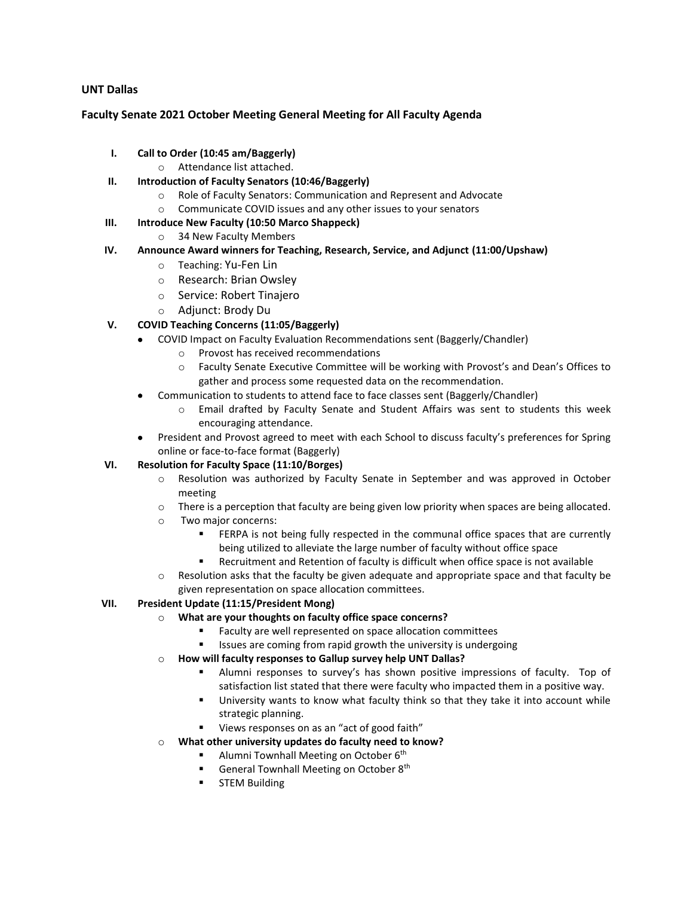**UNT Dallas**

**Faculty Senate 2021 October Meeting General Meeting for All Faculty Agenda**

I. **Call to Order (10:45 am/Baggerly)**
   - Attendance list attached.

II. **Introduction of Faculty Senators (10:46/Baggerly)**
   - Role of Faculty Senators: Communication and Represent and Advocate
   - Communicate COVID issues and any other issues to your senators

III. **Introduce New Faculty (10:50 Marco Shappeck)**
   - 34 New Faculty Members

IV. **Announce Award winners for Teaching, Research, Service, and Adjunct (11:00/Upshaw)**
   - Teaching: Yu-Fen Lin
   - Research: Brian Owsley
   - Service: Robert Tinajero
   - Adjunct: Brody Du

V. **COVID Teaching Concerns (11:05/Baggerly)**
   - COVID Impact on Faculty Evaluation Recommendations sent (Baggerly/Chandler)
     - Provost has received recommendations
     - Faculty Senate Executive Committee will be working with Provost's and Dean's Offices to gather and process some requested data on the recommendation.
   - Communication to students to attend face to face classes sent (Baggerly/Chandler)
     - Email drafted by Faculty Senate and Student Affairs was sent to students this week encouraging attendance.
   - President and Provost agreed to meet with each School to discuss faculty's preferences for Spring online or face-to-face format (Baggerly)

VI. **Resolution for Faculty Space (11:10/Borges)**
   - Resolution was authorized by Faculty Senate in September and was approved in October meeting
   - There is a perception that faculty are being given low priority when spaces are being allocated.
   - Two major concerns:
     - FERPA is not being fully respected in the communal office spaces that are currently being utilized to alleviate the large number of faculty without office space
     - Recruitment and Retention of faculty is difficult when office space is not available
   - Resolution asks that the faculty be given adequate and appropriate space and that faculty be given representation on space allocation committees.

VII. **President Update (11:15/President Mong)**
   - **What are your thoughts on faculty office space concerns?**
     - Faculty are well represented on space allocation committees
     - Issues are coming from rapid growth the university is undergoing
   - **How will faculty responses to Gallup survey help UNT Dallas?**
     - Alumni responses to survey's has shown positive impressions of faculty. Top of satisfaction list stated that there were faculty who impacted them in a positive way.
     - University wants to know what faculty think so that they take it into account while strategic planning.
     - Views responses on as an "act of good faith"
   - **What other university updates do faculty need to know?**
     - Alumni Townhall Meeting on October 6th
     - General Townhall Meeting on October 8th
     - STEM Building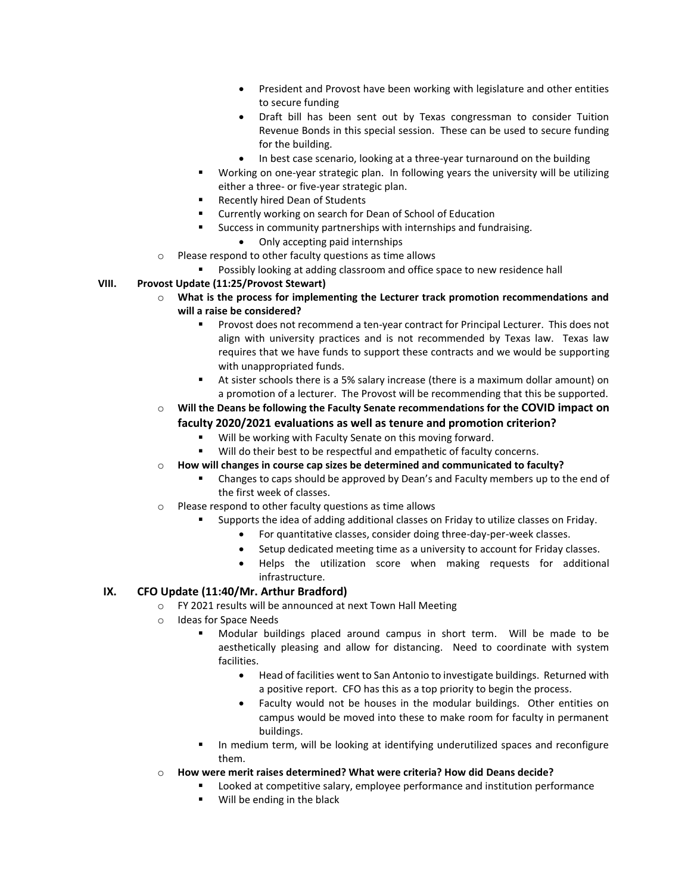- President and Provost have been working with legislature and other entities to secure funding
      - Draft bill has been sent out by Texas congressman to consider Tuition Revenue Bonds in this special session. These can be used to secure funding for the building.
      - In best case scenario, looking at a three-year turnaround on the building
    - Working on one-year strategic plan. In following years the university will be utilizing either a three- or five-year strategic plan.
    - Recently hired Dean of Students
    - Currently working on search for Dean of School of Education
    - Success in community partnerships with internships and fundraising.
      - Only accepting paid internships
  - Please respond to other faculty questions as time allows
    - Possibly looking at adding classroom and office space to new residence hall

**VIII. Provost Update (11:25/Provost Stewart)**

- **What is the process for implementing the Lecturer track promotion recommendations and will a raise be considered?**
  - Provost does not recommend a ten-year contract for Principal Lecturer. This does not align with university practices and is not recommended by Texas law. Texas law requires that we have funds to support these contracts and we would be supporting with unappropriated funds.
  - At sister schools there is a 5% salary increase (there is a maximum dollar amount) on a promotion of a lecturer. The Provost will be recommending that this be supported.
- **Will the Deans be following the Faculty Senate recommendations for the COVID impact on faculty 2020/2021 evaluations as well as tenure and promotion criterion?**
  - Will be working with Faculty Senate on this moving forward.
  - Will do their best to be respectful and empathetic of faculty concerns.
- **How will changes in course cap sizes be determined and communicated to faculty?**
  - Changes to caps should be approved by Dean's and Faculty members up to the end of the first week of classes.
- Please respond to other faculty questions as time allows
  - Supports the idea of adding additional classes on Friday to utilize classes on Friday.
    - For quantitative classes, consider doing three-day-per-week classes.
    - Setup dedicated meeting time as a university to account for Friday classes.
    - Helps the utilization score when making requests for additional infrastructure.

**IX. CFO Update (11:40/Mr. Arthur Bradford)**

- FY 2021 results will be announced at next Town Hall Meeting
- Ideas for Space Needs
  - Modular buildings placed around campus in short term. Will be made to be aesthetically pleasing and allow for distancing. Need to coordinate with system facilities.
    - Head of facilities went to San Antonio to investigate buildings. Returned with a positive report. CFO has this as a top priority to begin the process.
    - Faculty would not be houses in the modular buildings. Other entities on campus would be moved into these to make room for faculty in permanent buildings.
  - In medium term, will be looking at identifying underutilized spaces and reconfigure them.
- **How were merit raises determined? What were criteria? How did Deans decide?**
  - Looked at competitive salary, employee performance and institution performance
  - Will be ending in the black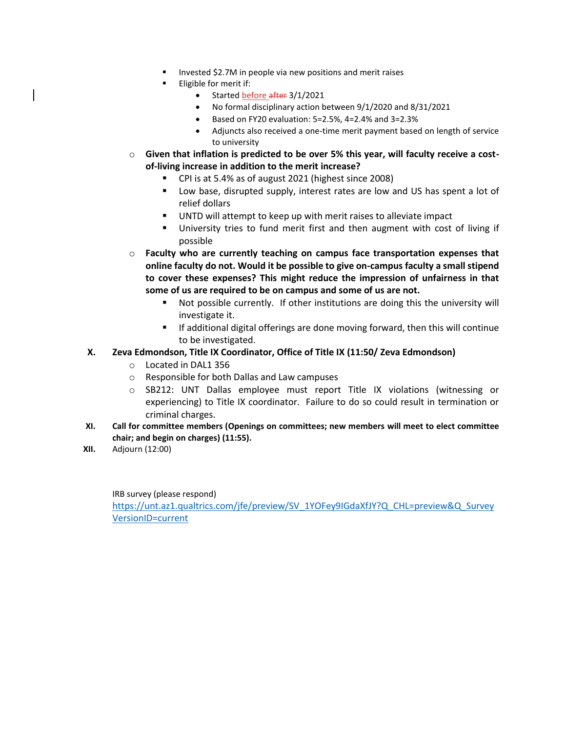- Invested $2.7M in people via new positions and merit raises
- Eligible for merit if:
  - Started before ~~after~~ 3/1/2021
  - No formal disciplinary action between 9/1/2020 and 8/31/2021
  - Based on FY20 evaluation: 5=2.5%, 4=2.4% and 3=2.3%
  - Adjuncts also received a one-time merit payment based on length of service to university

- **Given that inflation is predicted to be over 5% this year, will faculty receive a cost-of-living increase in addition to the merit increase?**
  - CPI is at 5.4% as of august 2021 (highest since 2008)
  - Low base, disrupted supply, interest rates are low and US has spent a lot of relief dollars
  - UNTD will attempt to keep up with merit raises to alleviate impact
  - University tries to fund merit first and then augment with cost of living if possible
- **Faculty who are currently teaching on campus face transportation expenses that online faculty do not. Would it be possible to give on-campus faculty a small stipend to cover these expenses? This might reduce the impression of unfairness in that some of us are required to be on campus and some of us are not.**
  - Not possible currently. If other institutions are doing this the university will investigate it.
  - If additional digital offerings are done moving forward, then this will continue to be investigated.

**X. Zeva Edmondson, Title IX Coordinator, Office of Title IX (11:50/ Zeva Edmondson)**

- Located in DAL1 356
- Responsible for both Dallas and Law campuses
- SB212: UNT Dallas employee must report Title IX violations (witnessing or experiencing) to Title IX coordinator. Failure to do so could result in termination or criminal charges.

**XI. Call for committee members (Openings on committees; new members will meet to elect committee chair; and begin on charges) (11:55).**

**XII.** Adjourn (12:00)

IRB survey (please respond)
[https://unt.az1.qualtrics.com/jfe/preview/SV_1YOFey9IGdaXfJY?Q_CHL=preview&Q_SurveyVersionID=current](https://unt.az1.qualtrics.com/jfe/preview/SV_1YOFey9IGdaXfJY?Q_CHL=preview&Q_SurveyVersionID=current)